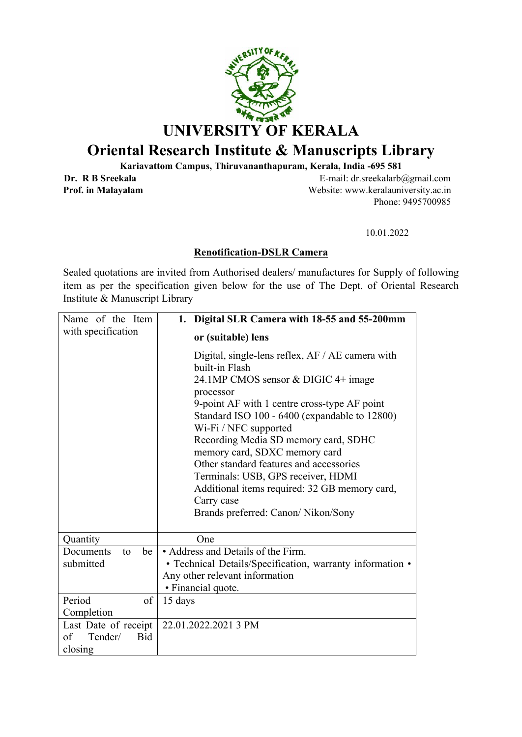# UNIVERSITY OF KERALA

## Oriental Research Institute & Manuscripts Library

**Kariavattom Campus, Thiruvananthapuram, Kerala, India -695 581**

**Dr. R B Sreekala**
**Prof. in Malayalam**

E-mail: dr.sreekalarb@gmail.com
Website: www.keralauniversity.ac.in
Phone: 9495700985

10.01.2022

**Renotification-DSLR Camera**

Sealed quotations are invited from Authorised dealers/ manufactures for Supply of following item as per the specification given below for the use of The Dept. of Oriental Research Institute & Manuscript Library

| Name of the Item with specification | **1. Digital SLR Camera with 18-55 and 55-200mm or (suitable) lens**<br><br>Digital, single-lens reflex, AF / AE camera with built-in Flash<br>24.1MP CMOS sensor & DIGIC 4+ image processor<br>9-point AF with 1 centre cross-type AF point<br>Standard ISO 100 - 6400 (expandable to 12800)<br>Wi-Fi / NFC supported<br>Recording Media SD memory card, SDHC memory card, SDXC memory card<br>Other standard features and accessories<br>Terminals: USB, GPS receiver, HDMI<br>Additional items required: 32 GB memory card, Carry case<br>Brands preferred: Canon/ Nikon/Sony |
|---|---|
| Quantity | One |
| Documents to be submitted | • Address and Details of the Firm.<br>• Technical Details/Specification, warranty information • Any other relevant information<br>• Financial quote. |
| Period of Completion | 15 days |
| Last Date of receipt of Tender/ Bid closing | 22.01.2022.2021 3 PM |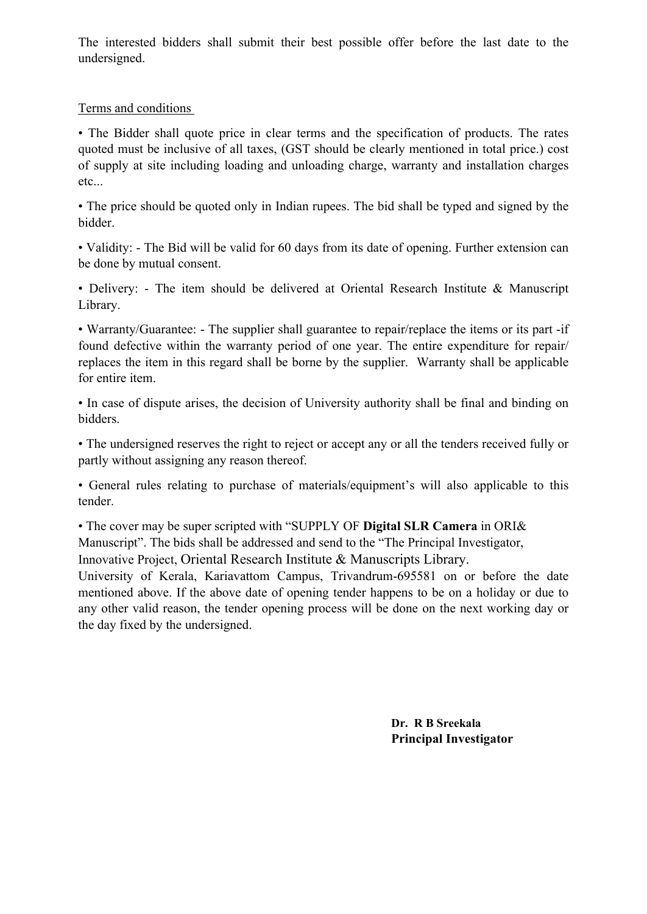The interested bidders shall submit their best possible offer before the last date to the undersigned.

Terms and conditions

• The Bidder shall quote price in clear terms and the specification of products. The rates quoted must be inclusive of all taxes, (GST should be clearly mentioned in total price.) cost of supply at site including loading and unloading charge, warranty and installation charges etc...

• The price should be quoted only in Indian rupees. The bid shall be typed and signed by the bidder.

• Validity: - The Bid will be valid for 60 days from its date of opening. Further extension can be done by mutual consent.

• Delivery: - The item should be delivered at Oriental Research Institute & Manuscript Library.

• Warranty/Guarantee: - The supplier shall guarantee to repair/replace the items or its part -if found defective within the warranty period of one year. The entire expenditure for repair/ replaces the item in this regard shall be borne by the supplier. Warranty shall be applicable for entire item.

• In case of dispute arises, the decision of University authority shall be final and binding on bidders.

• The undersigned reserves the right to reject or accept any or all the tenders received fully or partly without assigning any reason thereof.

• General rules relating to purchase of materials/equipment's will also applicable to this tender.

• The cover may be super scripted with "SUPPLY OF **Digital SLR Camera** in ORI& Manuscript". The bids shall be addressed and send to the "The Principal Investigator, Innovative Project, Oriental Research Institute & Manuscripts Library.
University of Kerala, Kariavattom Campus, Trivandrum-695581 on or before the date mentioned above. If the above date of opening tender happens to be on a holiday or due to any other valid reason, the tender opening process will be done on the next working day or the day fixed by the undersigned.

**Dr. R B Sreekala**
**Principal Investigator**